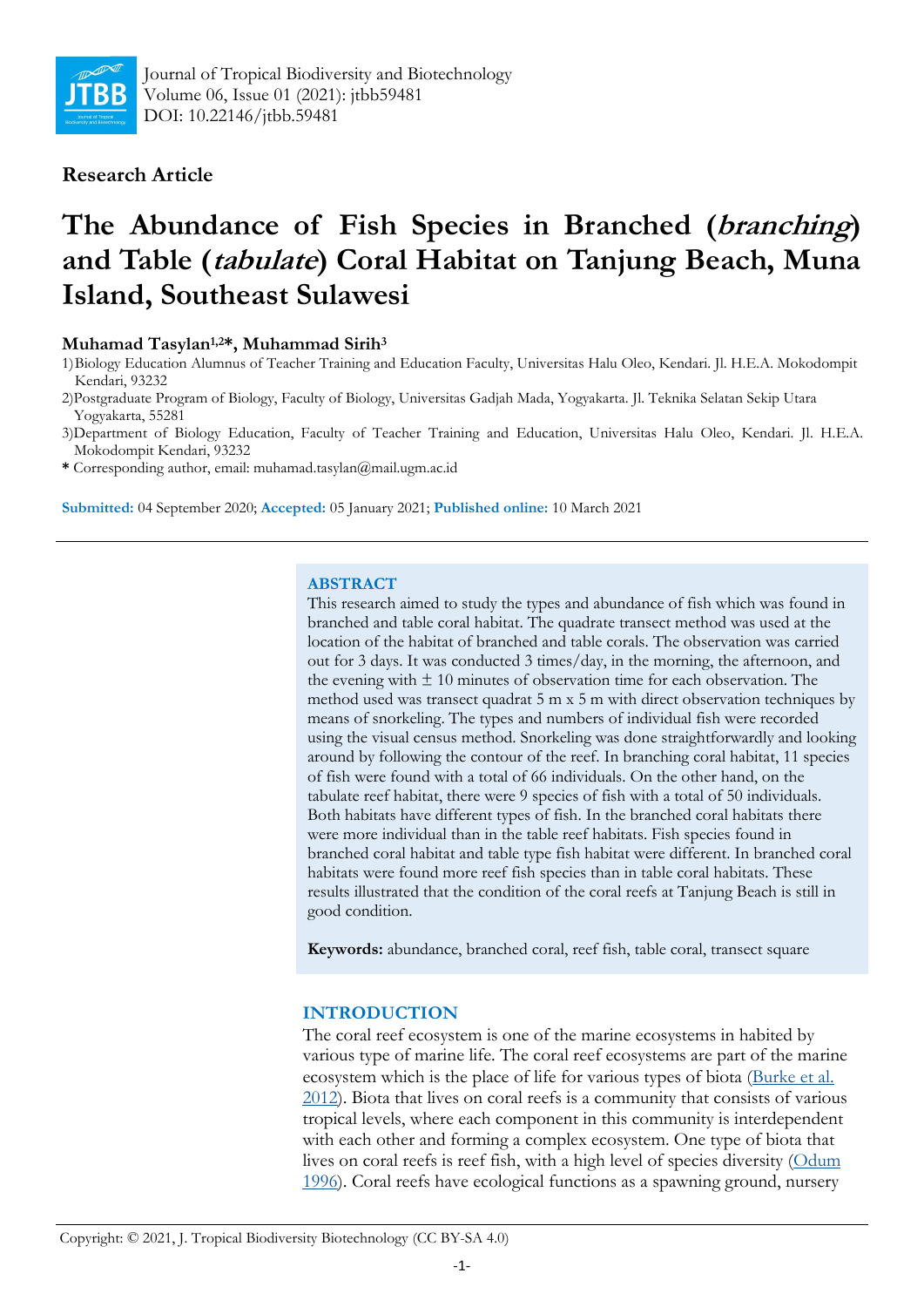Journal of Tropical Biodiversity and Biotechnology
Volume 06, Issue 01 (2021): jtbb59481
DOI: 10.22146/jtbb.59481

**Research Article**

# The Abundance of Fish Species in Branched (*branching*) and Table (*tabulate*) Coral Habitat on Tanjung Beach, Muna Island, Southeast Sulawesi

**Muhamad Tasylan[1,2]*, Muhammad Sirih[3]**

1)Biology Education Alumnus of Teacher Training and Education Faculty, Universitas Halu Oleo, Kendari. Jl. H.E.A. Mokodompit Kendari, 93232

2)Postgraduate Program of Biology, Faculty of Biology, Universitas Gadjah Mada, Yogyakarta. Jl. Teknika Selatan Sekip Utara Yogyakarta, 55281

3)Department of Biology Education, Faculty of Teacher Training and Education, Universitas Halu Oleo, Kendari. Jl. H.E.A. Mokodompit Kendari, 93232

\* Corresponding author, email: muhamad.tasylan@mail.ugm.ac.id

**Submitted:** 04 September 2020; **Accepted:** 05 January 2021; **Published online:** 10 March 2021

## ABSTRACT

This research aimed to study the types and abundance of fish which was found in branched and table coral habitat. The quadrate transect method was used at the location of the habitat of branched and table corals. The observation was carried out for 3 days. It was conducted 3 times/day, in the morning, the afternoon, and the evening with ± 10 minutes of observation time for each observation. The method used was transect quadrat 5 m x 5 m with direct observation techniques by means of snorkeling. The types and numbers of individual fish were recorded using the visual census method. Snorkeling was done straightforwardly and looking around by following the contour of the reef. In branching coral habitat, 11 species of fish were found with a total of 66 individuals. On the other hand, on the tabulate reef habitat, there were 9 species of fish with a total of 50 individuals. Both habitats have different types of fish. In the branched coral habitats there were more individual than in the table reef habitats. Fish species found in branched coral habitat and table type fish habitat were different. In branched coral habitats were found more reef fish species than in table coral habitats. These results illustrated that the condition of the coral reefs at Tanjung Beach is still in good condition.

**Keywords:** abundance, branched coral, reef fish, table coral, transect square

## INTRODUCTION

The coral reef ecosystem is one of the marine ecosystems in habited by various type of marine life. The coral reef ecosystems are part of the marine ecosystem which is the place of life for various types of biota (Burke et al. 2012). Biota that lives on coral reefs is a community that consists of various tropical levels, where each component in this community is interdependent with each other and forming a complex ecosystem. One type of biota that lives on coral reefs is reef fish, with a high level of species diversity (Odum 1996). Coral reefs have ecological functions as a spawning ground, nursery

Copyright: © 2021, J. Tropical Biodiversity Biotechnology (CC BY-SA 4.0)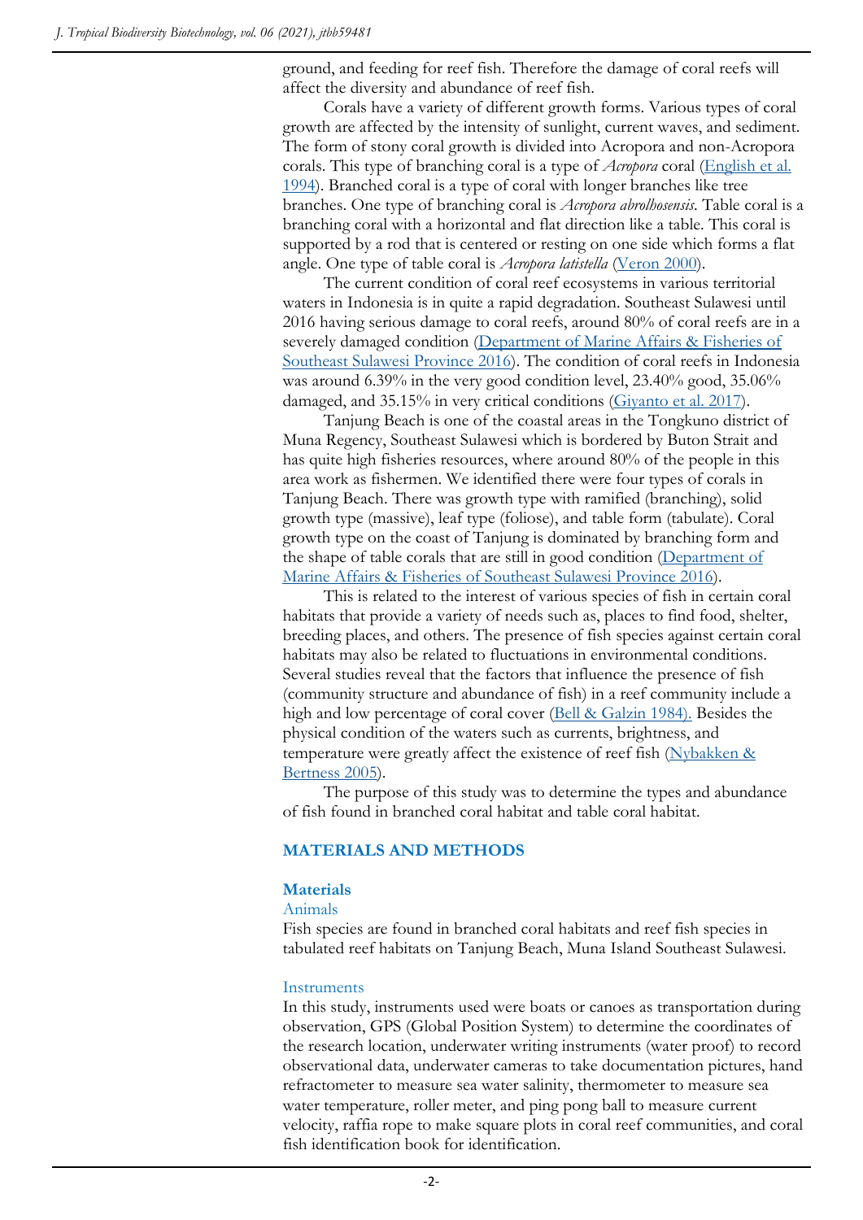ground, and feeding for reef fish. Therefore the damage of coral reefs will affect the diversity and abundance of reef fish.

Corals have a variety of different growth forms. Various types of coral growth are affected by the intensity of sunlight, current waves, and sediment. The form of stony coral growth is divided into Acropora and non-Acropora corals. This type of branching coral is a type of *Acropora* coral (English et al. 1994). Branched coral is a type of coral with longer branches like tree branches. One type of branching coral is *Acropora abrolhosensis*. Table coral is a branching coral with a horizontal and flat direction like a table. This coral is supported by a rod that is centered or resting on one side which forms a flat angle. One type of table coral is *Acropora latistella* (Veron 2000).

The current condition of coral reef ecosystems in various territorial waters in Indonesia is in quite a rapid degradation. Southeast Sulawesi until 2016 having serious damage to coral reefs, around 80% of coral reefs are in a severely damaged condition (Department of Marine Affairs & Fisheries of Southeast Sulawesi Province 2016). The condition of coral reefs in Indonesia was around 6.39% in the very good condition level, 23.40% good, 35.06% damaged, and 35.15% in very critical conditions (Giyanto et al. 2017).

Tanjung Beach is one of the coastal areas in the Tongkuno district of Muna Regency, Southeast Sulawesi which is bordered by Buton Strait and has quite high fisheries resources, where around 80% of the people in this area work as fishermen. We identified there were four types of corals in Tanjung Beach. There was growth type with ramified (branching), solid growth type (massive), leaf type (foliose), and table form (tabulate). Coral growth type on the coast of Tanjung is dominated by branching form and the shape of table corals that are still in good condition (Department of Marine Affairs & Fisheries of Southeast Sulawesi Province 2016).

This is related to the interest of various species of fish in certain coral habitats that provide a variety of needs such as, places to find food, shelter, breeding places, and others. The presence of fish species against certain coral habitats may also be related to fluctuations in environmental conditions. Several studies reveal that the factors that influence the presence of fish (community structure and abundance of fish) in a reef community include a high and low percentage of coral cover (Bell & Galzin 1984). Besides the physical condition of the waters such as currents, brightness, and temperature were greatly affect the existence of reef fish (Nybakken & Bertness 2005).

The purpose of this study was to determine the types and abundance of fish found in branched coral habitat and table coral habitat.

## MATERIALS AND METHODS

### Materials

#### Animals

Fish species are found in branched coral habitats and reef fish species in tabulated reef habitats on Tanjung Beach, Muna Island Southeast Sulawesi.

#### Instruments

In this study, instruments used were boats or canoes as transportation during observation, GPS (Global Position System) to determine the coordinates of the research location, underwater writing instruments (water proof) to record observational data, underwater cameras to take documentation pictures, hand refractometer to measure sea water salinity, thermometer to measure sea water temperature, roller meter, and ping pong ball to measure current velocity, raffia rope to make square plots in coral reef communities, and coral fish identification book for identification.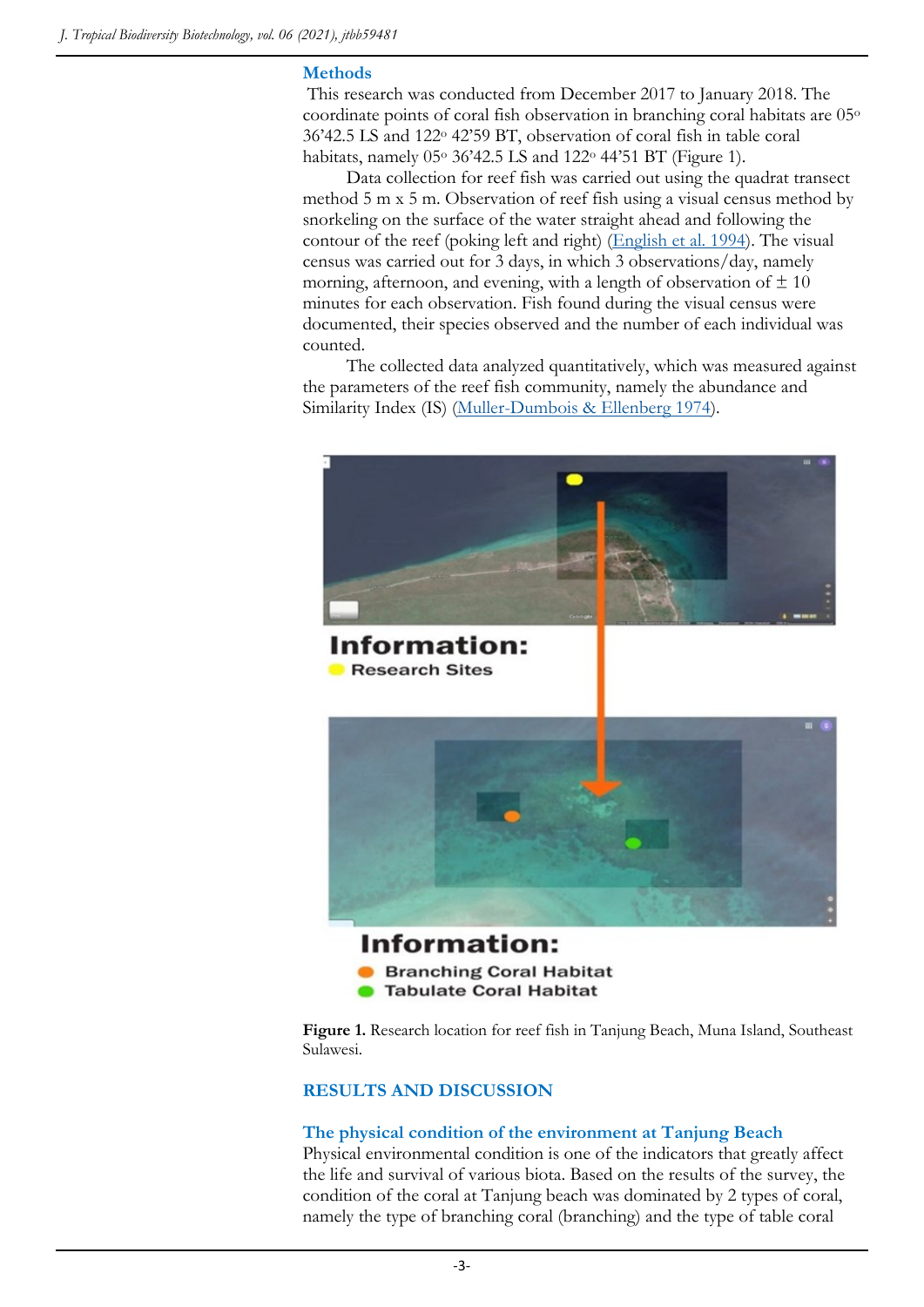## Methods

This research was conducted from December 2017 to January 2018. The coordinate points of coral fish observation in branching coral habitats are 05° 36'42.5 LS and 122° 42'59 BT, observation of coral fish in table coral habitats, namely 05° 36'42.5 LS and 122° 44'51 BT (Figure 1).

Data collection for reef fish was carried out using the quadrat transect method 5 m x 5 m. Observation of reef fish using a visual census method by snorkeling on the surface of the water straight ahead and following the contour of the reef (poking left and right) (English et al. 1994). The visual census was carried out for 3 days, in which 3 observations/day, namely morning, afternoon, and evening, with a length of observation of ± 10 minutes for each observation. Fish found during the visual census were documented, their species observed and the number of each individual was counted.

The collected data analyzed quantitatively, which was measured against the parameters of the reef fish community, namely the abundance and Similarity Index (IS) (Muller-Dumbois & Ellenberg 1974).

Information:
Research Sites

Information:
Branching Coral Habitat
Tabulate Coral Habitat

**Figure 1.** Research location for reef fish in Tanjung Beach, Muna Island, Southeast Sulawesi.

## RESULTS AND DISCUSSION

### The physical condition of the environment at Tanjung Beach

Physical environmental condition is one of the indicators that greatly affect the life and survival of various biota. Based on the results of the survey, the condition of the coral at Tanjung beach was dominated by 2 types of coral, namely the type of branching coral (branching) and the type of table coral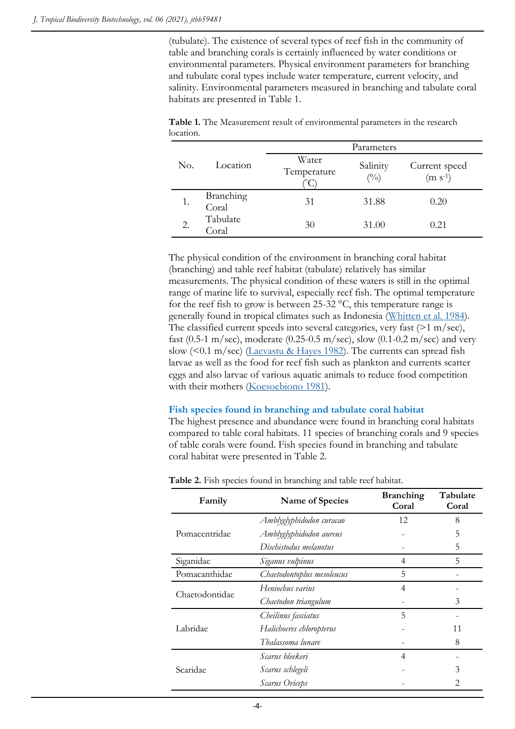(tubulate). The existence of several types of reef fish in the community of table and branching corals is certainly influenced by water conditions or environmental parameters. Physical environment parameters for branching and tubulate coral types include water temperature, current velocity, and salinity. Environmental parameters measured in branching and tabulate coral habitats are presented in Table 1.

**Table 1.** The Measurement result of environmental parameters in the research location.

| No. | Location | Parameters | | |
|---|---|---|---|---|
| | | Water Temperature (°C) | Salinity (%) | Current speed ($m\ s^{-1}$) |
| 1. | Branching Coral | 31 | 31.88 | 0.20 |
| 2. | Tabulate Coral | 30 | 31.00 | 0.21 |

The physical condition of the environment in branching coral habitat (branching) and table reef habitat (tabulate) relatively has similar measurements. The physical condition of these waters is still in the optimal range of marine life to survival, especially reef fish. The optimal temperature for the reef fish to grow is between 25-32 °C, this temperature range is generally found in tropical climates such as Indonesia (Whitten et al. 1984). The classified current speeds into several categories, very fast (>1 m/sec), fast (0.5-1 m/sec), moderate (0.25-0.5 m/sec), slow (0.1-0.2 m/sec) and very slow (<0.1 m/sec) (Laevastu & Hayes 1982). The currents can spread fish larvae as well as the food for reef fish such as plankton and currents scatter eggs and also larvae of various aquatic animals to reduce food competition with their mothers (Koesoebiono 1981).

### Fish species found in branching and tabulate coral habitat

The highest presence and abundance were found in branching coral habitats compared to table coral habitats. 11 species of branching corals and 9 species of table corals were found. Fish species found in branching and tabulate coral habitat were presented in Table 2.

**Table 2.** Fish species found in branching and table reef habitat.

| Family | Name of Species | Branching Coral | Tabulate Coral |
|---|---|---|---|
| Pomacentridae | *Amblyglyphidodon curacao* | 12 | 8 |
| | *Amblyglyphidodon aureus* | - | 5 |
| | *Dischistodus melanotus* | - | 5 |
| Siganidae | *Siganus vulpinus* | 4 | 5 |
| Pomacanthidae | *Chaetodontoplus mesoleucus* | 5 | - |
| Chaetodontidae | *Heniochus varius* | 4 | - |
| | *Chaetodon triangulum* | - | 3 |
| Labridae | *Cheilinus fasciatus* | 5 | - |
| | *Halichoeres chloropterus* | - | 11 |
| | *Thalassoma lunare* | - | 8 |
| Scaridae | *Scarus bleekeri* | 4 | - |
| | *Scarus schlegeli* | - | 3 |
| | *Scarus Oviceps* | - | 2 |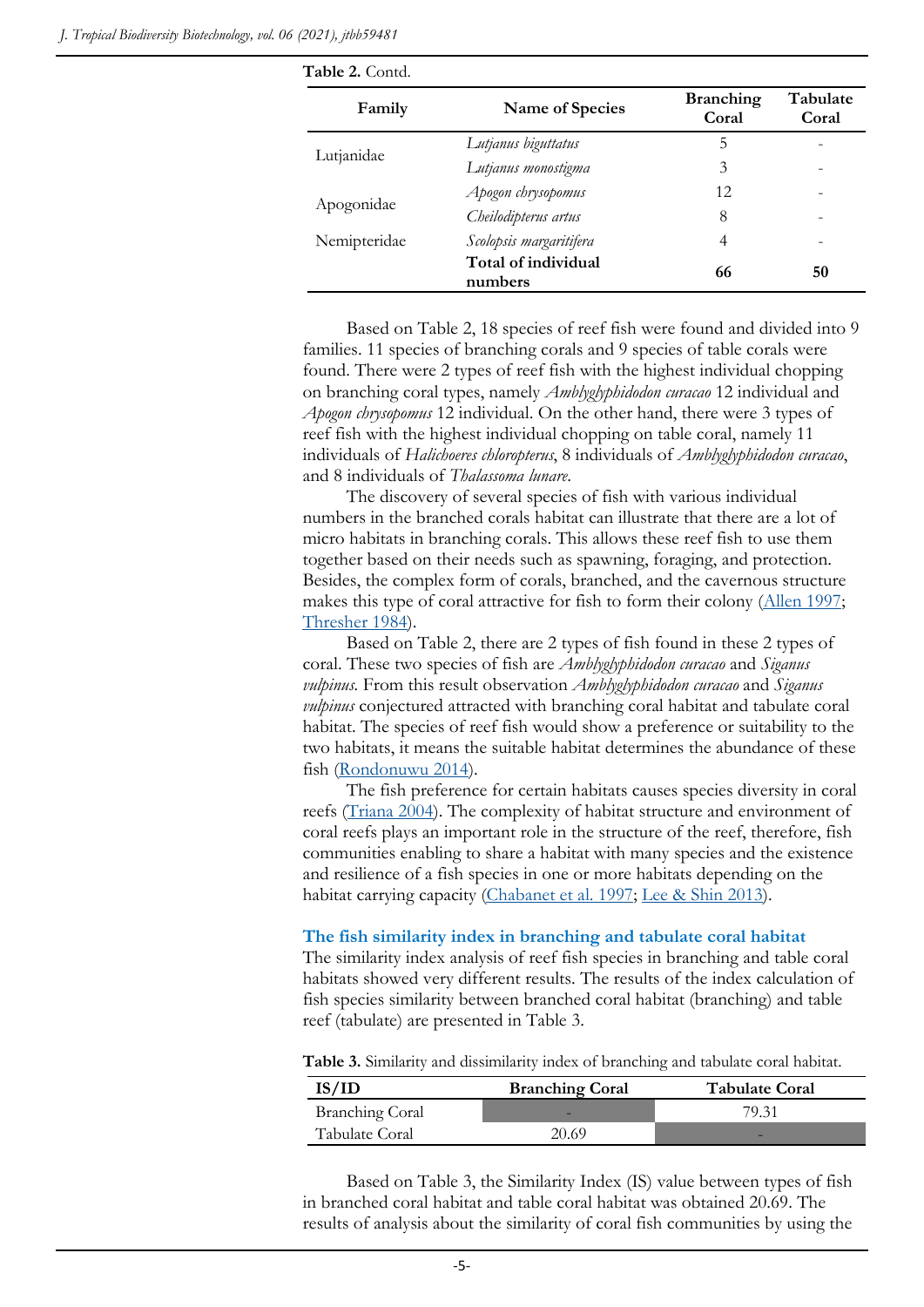**Table 2.** Contd.

| Family | Name of Species | Branching Coral | Tabulate Coral |
|---|---|---|---|
| Lutjanidae | *Lutjanus biguttatus* | 5 | - |
| | *Lutjanus monostigma* | 3 | - |
| Apogonidae | *Apogon chrysopomus* | 12 | - |
| | *Cheilodipterus artus* | 8 | - |
| Nemipteridae | *Scolopsis margaritifera* | 4 | - |
| | **Total of individual numbers** | **66** | **50** |

Based on Table 2, 18 species of reef fish were found and divided into 9 families. 11 species of branching corals and 9 species of table corals were found. There were 2 types of reef fish with the highest individual chopping on branching coral types, namely *Amblyglyphidodon curacao* 12 individual and *Apogon chrysopomus* 12 individual. On the other hand, there were 3 types of reef fish with the highest individual chopping on table coral, namely 11 individuals of *Halichoeres chloropterus*, 8 individuals of *Amblyglyphidodon curacao*, and 8 individuals of *Thalassoma lunare*.

The discovery of several species of fish with various individual numbers in the branched corals habitat can illustrate that there are a lot of micro habitats in branching corals. This allows these reef fish to use them together based on their needs such as spawning, foraging, and protection. Besides, the complex form of corals, branched, and the cavernous structure makes this type of coral attractive for fish to form their colony (Allen 1997; Thresher 1984).

Based on Table 2, there are 2 types of fish found in these 2 types of coral. These two species of fish are *Amblyglyphidodon curacao* and *Siganus vulpinus*. From this result observation *Amblyglyphidodon curacao* and *Siganus vulpinus* conjectured attracted with branching coral habitat and tabulate coral habitat. The species of reef fish would show a preference or suitability to the two habitats, it means the suitable habitat determines the abundance of these fish (Rondonuwu 2014).

The fish preference for certain habitats causes species diversity in coral reefs (Triana 2004). The complexity of habitat structure and environment of coral reefs plays an important role in the structure of the reef, therefore, fish communities enabling to share a habitat with many species and the existence and resilience of a fish species in one or more habitats depending on the habitat carrying capacity (Chabanet et al. 1997; Lee & Shin 2013).

## The fish similarity index in branching and tabulate coral habitat

The similarity index analysis of reef fish species in branching and table coral habitats showed very different results. The results of the index calculation of fish species similarity between branched coral habitat (branching) and table reef (tabulate) are presented in Table 3.

**Table 3.** Similarity and dissimilarity index of branching and tabulate coral habitat.

| IS/ID | Branching Coral | Tabulate Coral |
|---|---|---|
| Branching Coral | - | 79.31 |
| Tabulate Coral | 20.69 | - |

Based on Table 3, the Similarity Index (IS) value between types of fish in branched coral habitat and table coral habitat was obtained 20.69. The results of analysis about the similarity of coral fish communities by using the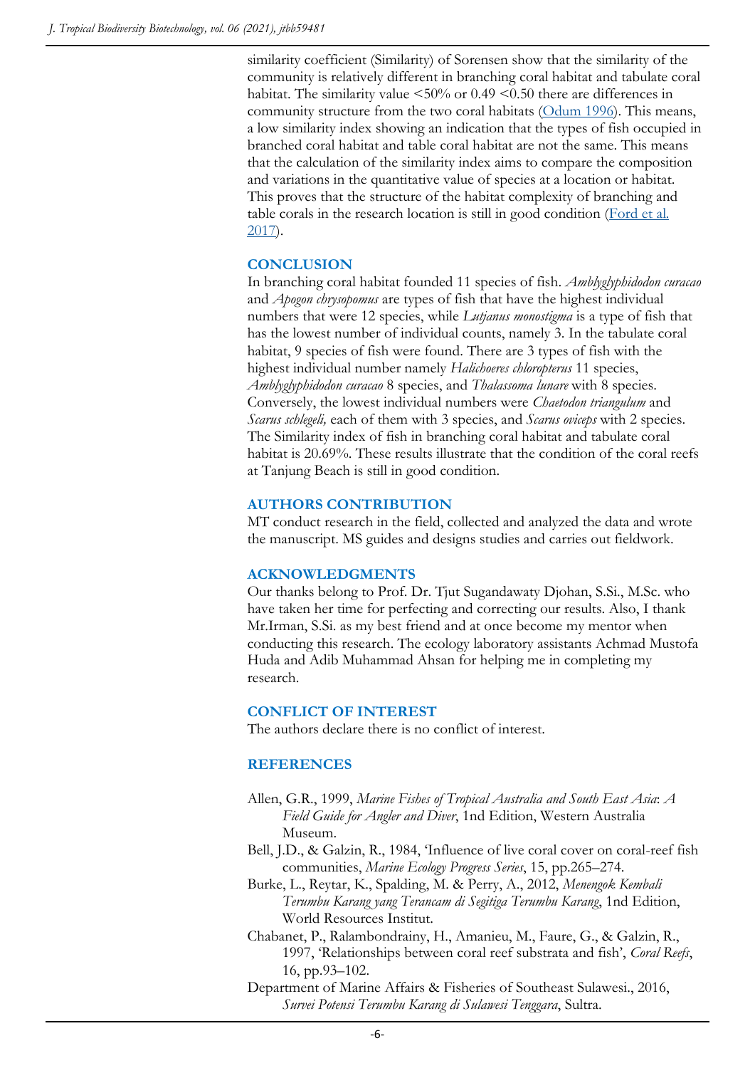similarity coefficient (Similarity) of Sorensen show that the similarity of the community is relatively different in branching coral habitat and tabulate coral habitat. The similarity value <50% or 0.49 <0.50 there are differences in community structure from the two coral habitats (Odum 1996). This means, a low similarity index showing an indication that the types of fish occupied in branched coral habitat and table coral habitat are not the same. This means that the calculation of the similarity index aims to compare the composition and variations in the quantitative value of species at a location or habitat. This proves that the structure of the habitat complexity of branching and table corals in the research location is still in good condition (Ford et al. 2017).

## CONCLUSION

In branching coral habitat founded 11 species of fish. *Amblyglyphidodon curacao* and *Apogon chrysopomus* are types of fish that have the highest individual numbers that were 12 species, while *Lutjanus monostigma* is a type of fish that has the lowest number of individual counts, namely 3. In the tabulate coral habitat, 9 species of fish were found. There are 3 types of fish with the highest individual number namely *Halichoeres chloropterus* 11 species, *Amblyglyphidodon curacao* 8 species, and *Thalassoma lunare* with 8 species. Conversely, the lowest individual numbers were *Chaetodon triangulum* and *Scarus schlegeli,* each of them with 3 species, and *Scarus oviceps* with 2 species. The Similarity index of fish in branching coral habitat and tabulate coral habitat is 20.69%. These results illustrate that the condition of the coral reefs at Tanjung Beach is still in good condition.

## AUTHORS CONTRIBUTION

MT conduct research in the field, collected and analyzed the data and wrote the manuscript. MS guides and designs studies and carries out fieldwork.

## ACKNOWLEDGMENTS

Our thanks belong to Prof. Dr. Tjut Sugandawaty Djohan, S.Si., M.Sc. who have taken her time for perfecting and correcting our results. Also, I thank Mr.Irman, S.Si. as my best friend and at once become my mentor when conducting this research. The ecology laboratory assistants Achmad Mustofa Huda and Adib Muhammad Ahsan for helping me in completing my research.

## CONFLICT OF INTEREST

The authors declare there is no conflict of interest.

## REFERENCES

Allen, G.R., 1999, *Marine Fishes of Tropical Australia and South East Asia*: *A Field Guide for Angler and Diver*, 1nd Edition, Western Australia Museum.

Bell, J.D., & Galzin, R., 1984, 'Influence of live coral cover on coral-reef fish communities, *Marine Ecology Progress Series*, 15, pp.265–274.

Burke, L., Reytar, K., Spalding, M. & Perry, A., 2012, *Menengok Kembali Terumbu Karang yang Terancam di Segitiga Terumbu Karang*, 1nd Edition, World Resources Institut.

Chabanet, P., Ralambondrainy, H., Amanieu, M., Faure, G., & Galzin, R., 1997, 'Relationships between coral reef substrata and fish', *Coral Reefs*, 16, pp.93–102.

Department of Marine Affairs & Fisheries of Southeast Sulawesi., 2016, *Survei Potensi Terumbu Karang di Sulawesi Tenggara*, Sultra.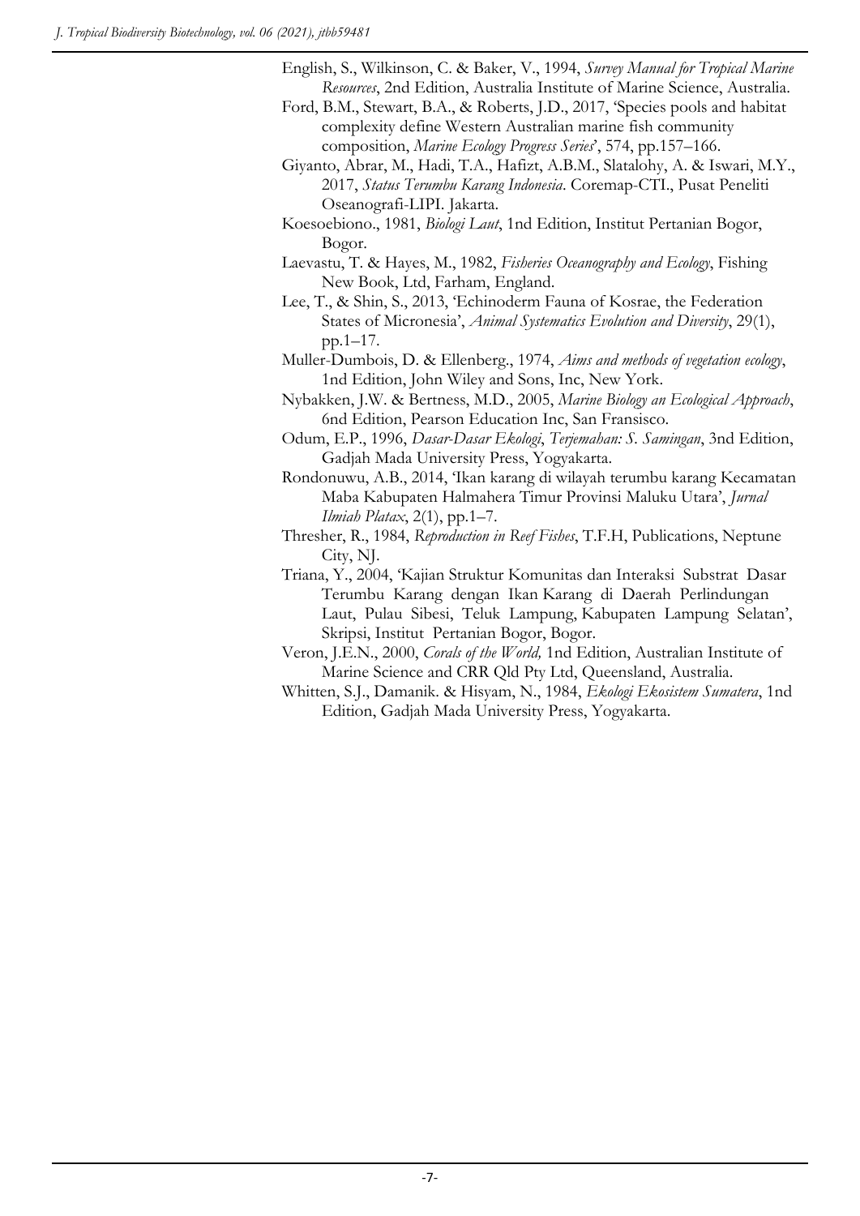English, S., Wilkinson, C. & Baker, V., 1994, *Survey Manual for Tropical Marine Resources*, 2nd Edition, Australia Institute of Marine Science, Australia.

Ford, B.M., Stewart, B.A., & Roberts, J.D., 2017, 'Species pools and habitat complexity define Western Australian marine fish community composition, *Marine Ecology Progress Series*', 574, pp.157–166.

Giyanto, Abrar, M., Hadi, T.A., Hafizt, A.B.M., Slatalohy, A. & Iswari, M.Y., 2017, *Status Terumbu Karang Indonesia*. Coremap-CTI., Pusat Peneliti Oseanografi-LIPI. Jakarta.

Koesoebiono., 1981, *Biologi Laut*, 1nd Edition, Institut Pertanian Bogor, Bogor.

Laevastu, T. & Hayes, M., 1982, *Fisheries Oceanography and Ecology*, Fishing New Book, Ltd, Farham, England.

Lee, T., & Shin, S., 2013, 'Echinoderm Fauna of Kosrae, the Federation States of Micronesia', *Animal Systematics Evolution and Diversity*, 29(1), pp.1–17.

Muller-Dumbois, D. & Ellenberg., 1974, *Aims and methods of vegetation ecology*, 1nd Edition, John Wiley and Sons, Inc, New York.

Nybakken, J.W. & Bertness, M.D., 2005, *Marine Biology an Ecological Approach*, 6nd Edition, Pearson Education Inc, San Fransisco.

Odum, E.P., 1996, *Dasar-Dasar Ekologi*, *Terjemahan: S. Samingan*, 3nd Edition, Gadjah Mada University Press, Yogyakarta.

Rondonuwu, A.B., 2014, 'Ikan karang di wilayah terumbu karang Kecamatan Maba Kabupaten Halmahera Timur Provinsi Maluku Utara', *Jurnal Ilmiah Platax*, 2(1), pp.1–7.

Thresher, R., 1984, *Reproduction in Reef Fishes*, T.F.H, Publications, Neptune City, NJ.

Triana, Y., 2004, 'Kajian Struktur Komunitas dan Interaksi Substrat Dasar Terumbu Karang dengan Ikan Karang di Daerah Perlindungan Laut, Pulau Sibesi, Teluk Lampung, Kabupaten Lampung Selatan', Skripsi, Institut Pertanian Bogor, Bogor.

Veron, J.E.N., 2000, *Corals of the World,* 1nd Edition, Australian Institute of Marine Science and CRR Qld Pty Ltd, Queensland, Australia.

Whitten, S.J., Damanik. & Hisyam, N., 1984, *Ekologi Ekosistem Sumatera*, 1nd Edition, Gadjah Mada University Press, Yogyakarta.